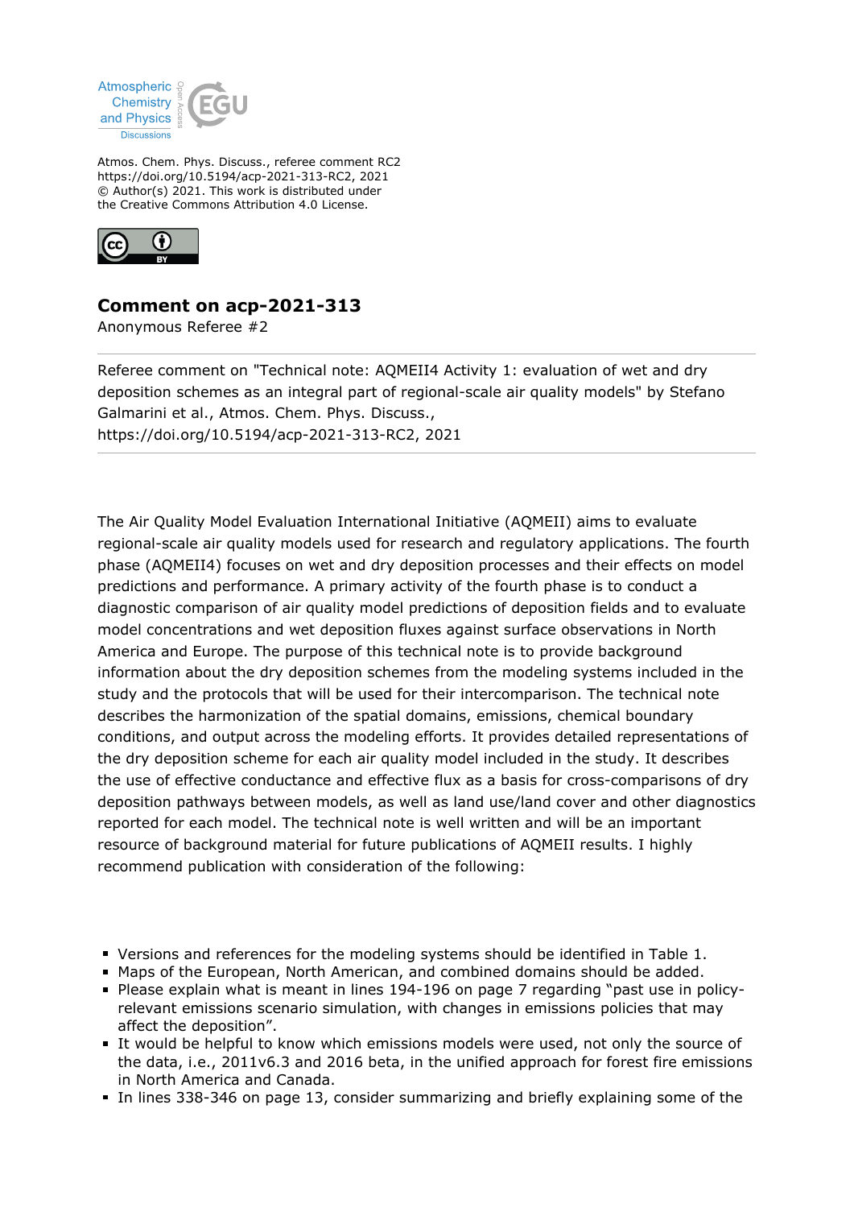Atmos. Chem. Phys. Discuss., referee comment RC2
https://doi.org/10.5194/acp-2021-313-RC2, 2021
© Author(s) 2021. This work is distributed under
the Creative Commons Attribution 4.0 License.

# Comment on acp-2021-313

Anonymous Referee #2

---

Referee comment on "Technical note: AQMEII4 Activity 1: evaluation of wet and dry deposition schemes as an integral part of regional-scale air quality models" by Stefano Galmarini et al., Atmos. Chem. Phys. Discuss., https://doi.org/10.5194/acp-2021-313-RC2, 2021

---

The Air Quality Model Evaluation International Initiative (AQMEII) aims to evaluate regional-scale air quality models used for research and regulatory applications. The fourth phase (AQMEII4) focuses on wet and dry deposition processes and their effects on model predictions and performance. A primary activity of the fourth phase is to conduct a diagnostic comparison of air quality model predictions of deposition fields and to evaluate model concentrations and wet deposition fluxes against surface observations in North America and Europe. The purpose of this technical note is to provide background information about the dry deposition schemes from the modeling systems included in the study and the protocols that will be used for their intercomparison. The technical note describes the harmonization of the spatial domains, emissions, chemical boundary conditions, and output across the modeling efforts. It provides detailed representations of the dry deposition scheme for each air quality model included in the study. It describes the use of effective conductance and effective flux as a basis for cross-comparisons of dry deposition pathways between models, as well as land use/land cover and other diagnostics reported for each model. The technical note is well written and will be an important resource of background material for future publications of AQMEII results. I highly recommend publication with consideration of the following:

- Versions and references for the modeling systems should be identified in Table 1.
- Maps of the European, North American, and combined domains should be added.
- Please explain what is meant in lines 194-196 on page 7 regarding "past use in policy-relevant emissions scenario simulation, with changes in emissions policies that may affect the deposition".
- It would be helpful to know which emissions models were used, not only the source of the data, i.e., 2011v6.3 and 2016 beta, in the unified approach for forest fire emissions in North America and Canada.
- In lines 338-346 on page 13, consider summarizing and briefly explaining some of the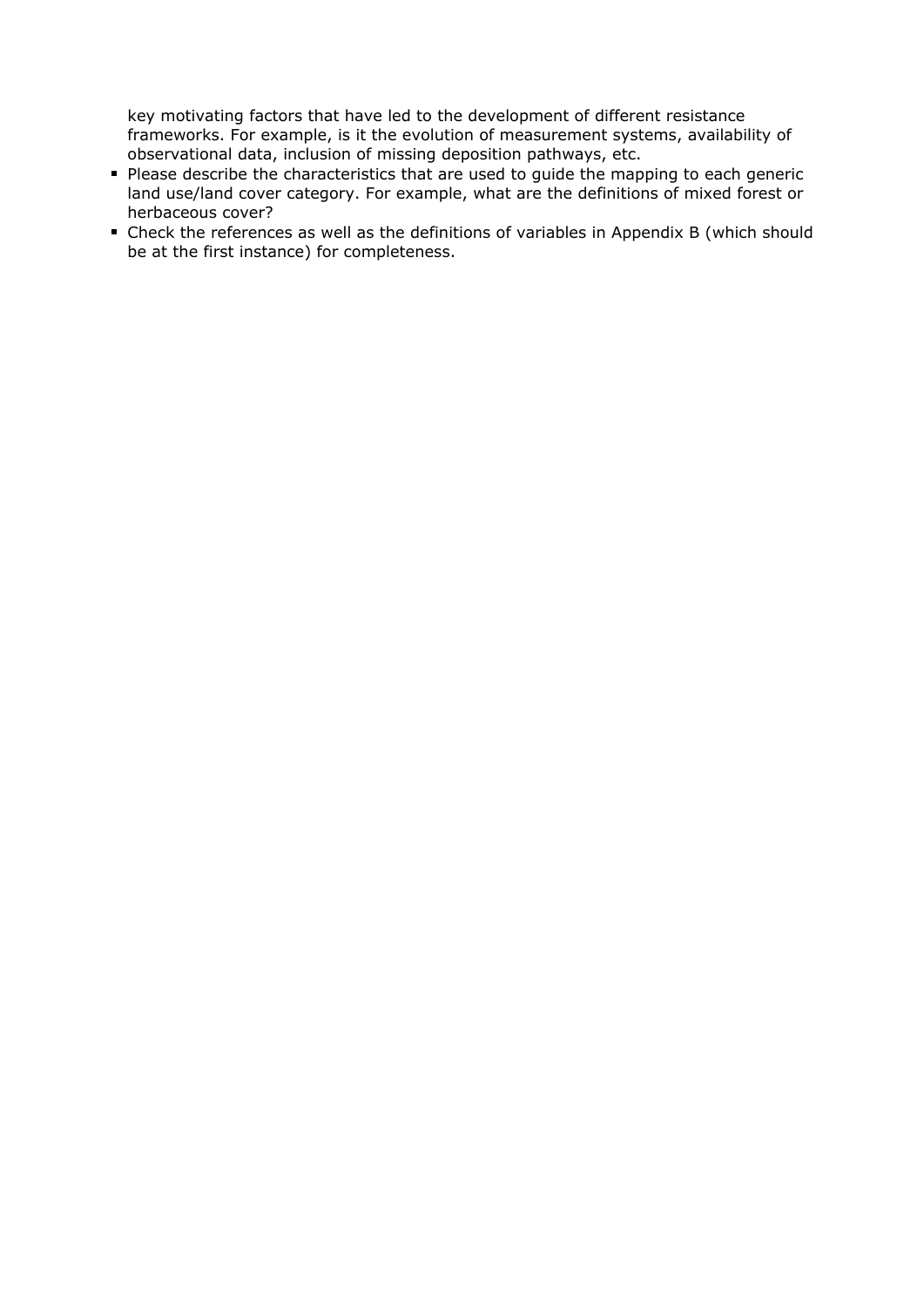key motivating factors that have led to the development of different resistance frameworks. For example, is it the evolution of measurement systems, availability of observational data, inclusion of missing deposition pathways, etc.

- Please describe the characteristics that are used to guide the mapping to each generic land use/land cover category. For example, what are the definitions of mixed forest or herbaceous cover?
- Check the references as well as the definitions of variables in Appendix B (which should be at the first instance) for completeness.